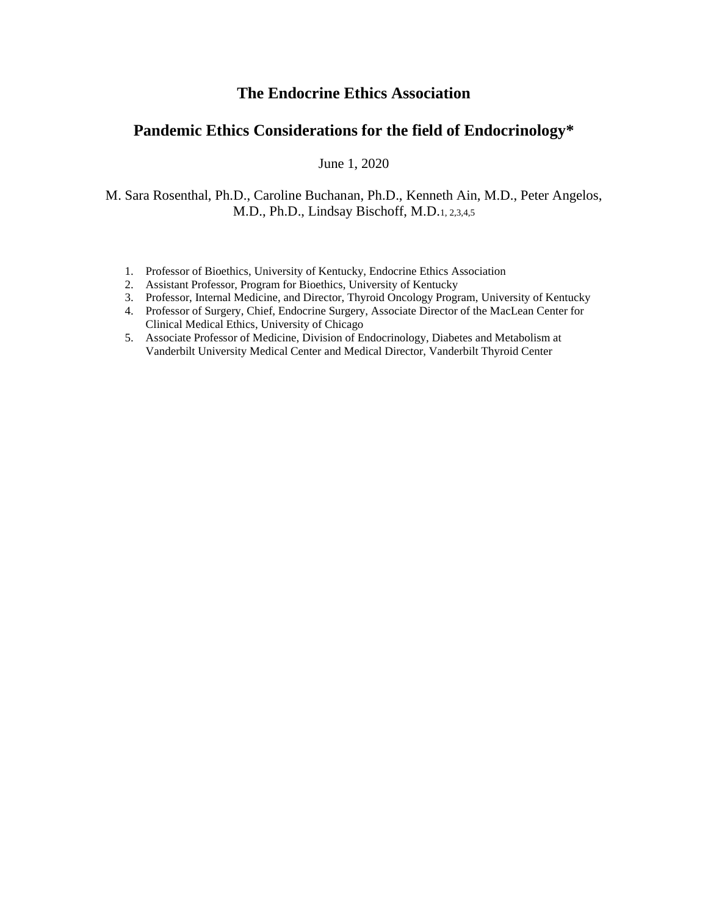# The Endocrine Ethics Association

## Pandemic Ethics Considerations for the field of Endocrinology*

June 1, 2020

M. Sara Rosenthal, Ph.D., Caroline Buchanan, Ph.D., Kenneth Ain, M.D., Peter Angelos, M.D., Ph.D., Lindsay Bischoff, M.D.[1, 2,3,4,5]

1. Professor of Bioethics, University of Kentucky, Endocrine Ethics Association
2. Assistant Professor, Program for Bioethics, University of Kentucky
3. Professor, Internal Medicine, and Director, Thyroid Oncology Program, University of Kentucky
4. Professor of Surgery, Chief, Endocrine Surgery, Associate Director of the MacLean Center for Clinical Medical Ethics, University of Chicago
5. Associate Professor of Medicine, Division of Endocrinology, Diabetes and Metabolism at Vanderbilt University Medical Center and Medical Director, Vanderbilt Thyroid Center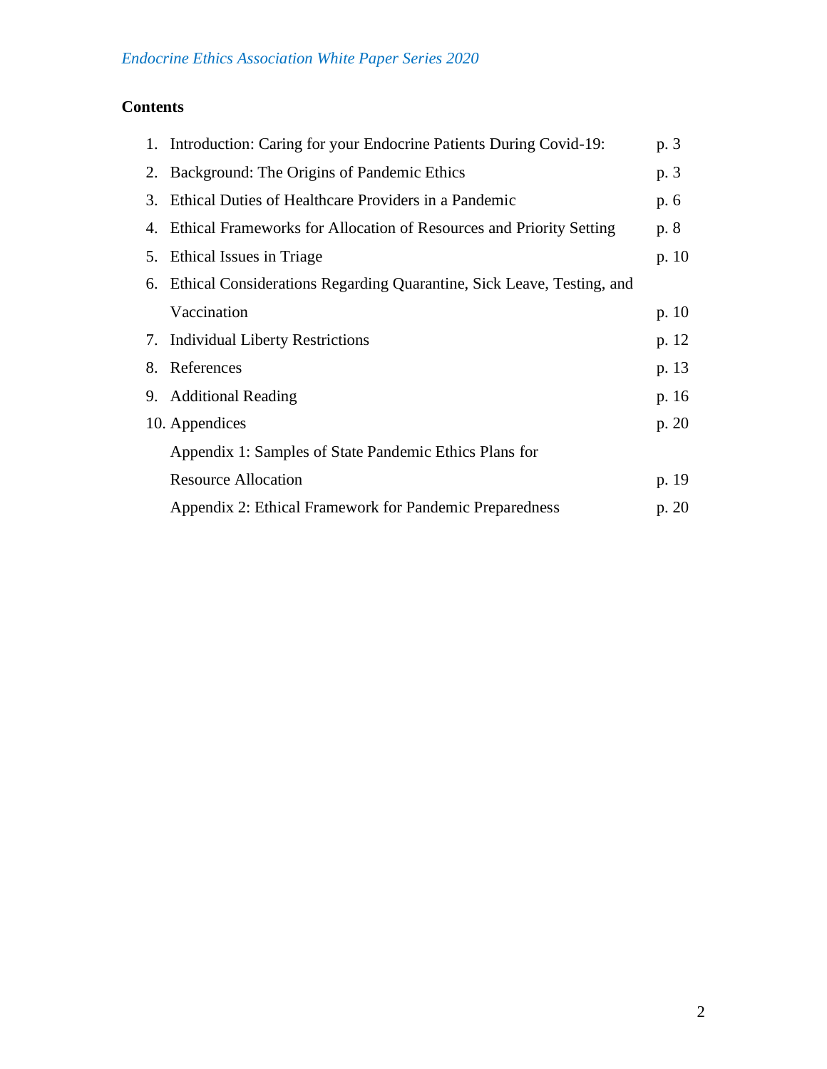**Contents**

1. Introduction: Caring for your Endocrine Patients During Covid-19: p. 3
2. Background: The Origins of Pandemic Ethics p. 3
3. Ethical Duties of Healthcare Providers in a Pandemic p. 6
4. Ethical Frameworks for Allocation of Resources and Priority Setting p. 8
5. Ethical Issues in Triage p. 10
6. Ethical Considerations Regarding Quarantine, Sick Leave, Testing, and Vaccination p. 10
7. Individual Liberty Restrictions p. 12
8. References p. 13
9. Additional Reading p. 16
10. Appendices p. 20
    - Appendix 1: Samples of State Pandemic Ethics Plans for Resource Allocation p. 19
    - Appendix 2: Ethical Framework for Pandemic Preparedness p. 20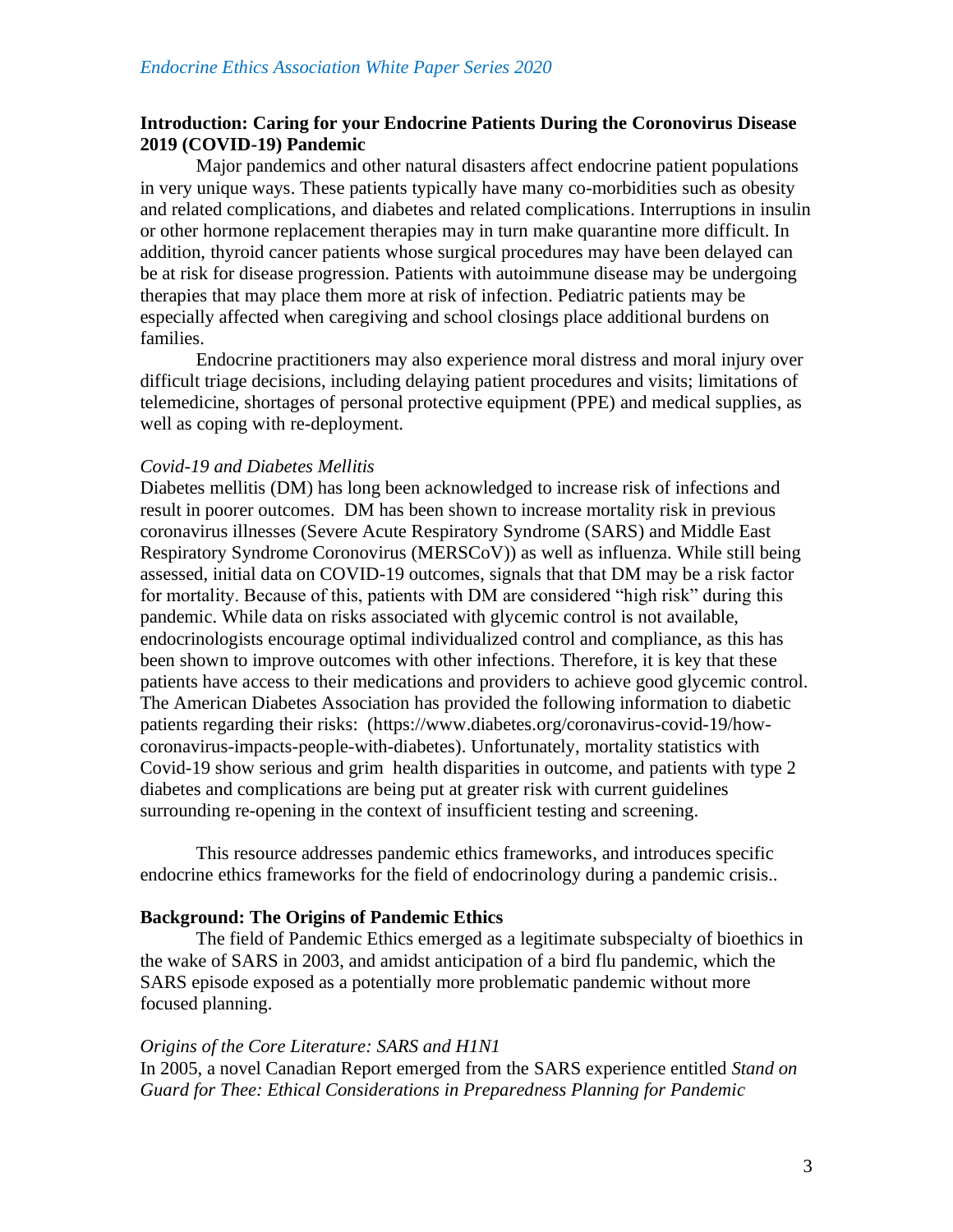## Introduction: Caring for your Endocrine Patients During the Coronovirus Disease 2019 (COVID-19) Pandemic

Major pandemics and other natural disasters affect endocrine patient populations in very unique ways. These patients typically have many co-morbidities such as obesity and related complications, and diabetes and related complications. Interruptions in insulin or other hormone replacement therapies may in turn make quarantine more difficult. In addition, thyroid cancer patients whose surgical procedures may have been delayed can be at risk for disease progression. Patients with autoimmune disease may be undergoing therapies that may place them more at risk of infection. Pediatric patients may be especially affected when caregiving and school closings place additional burdens on families.

Endocrine practitioners may also experience moral distress and moral injury over difficult triage decisions, including delaying patient procedures and visits; limitations of telemedicine, shortages of personal protective equipment (PPE) and medical supplies, as well as coping with re-deployment.

### *Covid-19 and Diabetes Mellitis*

Diabetes mellitis (DM) has long been acknowledged to increase risk of infections and result in poorer outcomes. DM has been shown to increase mortality risk in previous coronavirus illnesses (Severe Acute Respiratory Syndrome (SARS) and Middle East Respiratory Syndrome Coronovirus (MERSCoV)) as well as influenza. While still being assessed, initial data on COVID-19 outcomes, signals that that DM may be a risk factor for mortality. Because of this, patients with DM are considered "high risk" during this pandemic. While data on risks associated with glycemic control is not available, endocrinologists encourage optimal individualized control and compliance, as this has been shown to improve outcomes with other infections. Therefore, it is key that these patients have access to their medications and providers to achieve good glycemic control. The American Diabetes Association has provided the following information to diabetic patients regarding their risks: (https://www.diabetes.org/coronavirus-covid-19/how-coronavirus-impacts-people-with-diabetes). Unfortunately, mortality statistics with Covid-19 show serious and grim health disparities in outcome, and patients with type 2 diabetes and complications are being put at greater risk with current guidelines surrounding re-opening in the context of insufficient testing and screening.

This resource addresses pandemic ethics frameworks, and introduces specific endocrine ethics frameworks for the field of endocrinology during a pandemic crisis..

## Background: The Origins of Pandemic Ethics

The field of Pandemic Ethics emerged as a legitimate subspecialty of bioethics in the wake of SARS in 2003, and amidst anticipation of a bird flu pandemic, which the SARS episode exposed as a potentially more problematic pandemic without more focused planning.

### *Origins of the Core Literature: SARS and H1N1*

In 2005, a novel Canadian Report emerged from the SARS experience entitled *Stand on Guard for Thee: Ethical Considerations in Preparedness Planning for Pandemic*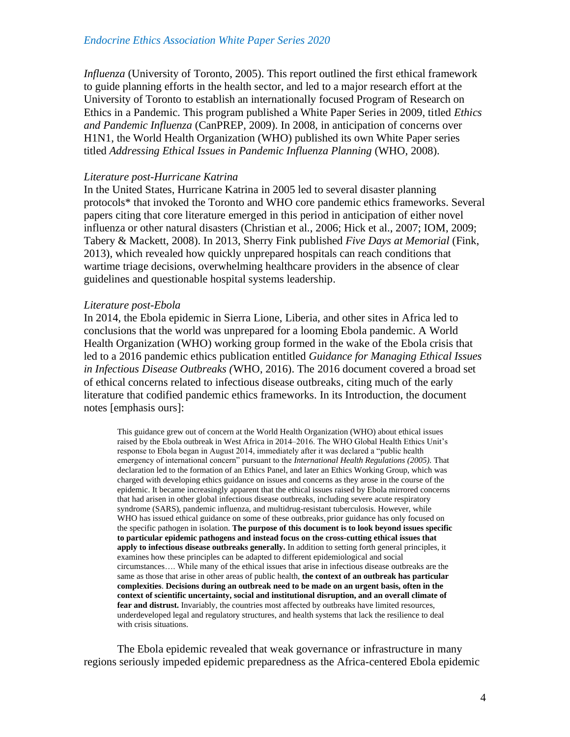*Influenza* (University of Toronto, 2005). This report outlined the first ethical framework to guide planning efforts in the health sector, and led to a major research effort at the University of Toronto to establish an internationally focused Program of Research on Ethics in a Pandemic. This program published a White Paper Series in 2009, titled *Ethics and Pandemic Influenza* (CanPREP, 2009). In 2008, in anticipation of concerns over H1N1, the World Health Organization (WHO) published its own White Paper series titled *Addressing Ethical Issues in Pandemic Influenza Planning* (WHO, 2008).

*Literature post-Hurricane Katrina*

In the United States, Hurricane Katrina in 2005 led to several disaster planning protocols* that invoked the Toronto and WHO core pandemic ethics frameworks. Several papers citing that core literature emerged in this period in anticipation of either novel influenza or other natural disasters (Christian et al., 2006; Hick et al., 2007; IOM, 2009; Tabery & Mackett, 2008). In 2013, Sherry Fink published *Five Days at Memorial* (Fink, 2013), which revealed how quickly unprepared hospitals can reach conditions that wartime triage decisions, overwhelming healthcare providers in the absence of clear guidelines and questionable hospital systems leadership.

*Literature post-Ebola*

In 2014, the Ebola epidemic in Sierra Lione, Liberia, and other sites in Africa led to conclusions that the world was unprepared for a looming Ebola pandemic. A World Health Organization (WHO) working group formed in the wake of the Ebola crisis that led to a 2016 pandemic ethics publication entitled *Guidance for Managing Ethical Issues in Infectious Disease Outbreaks (*WHO, 2016). The 2016 document covered a broad set of ethical concerns related to infectious disease outbreaks, citing much of the early literature that codified pandemic ethics frameworks. In its Introduction, the document notes [emphasis ours]:

> This guidance grew out of concern at the World Health Organization (WHO) about ethical issues raised by the Ebola outbreak in West Africa in 2014–2016. The WHO Global Health Ethics Unit's response to Ebola began in August 2014, immediately after it was declared a "public health emergency of international concern" pursuant to the *International Health Regulations (2005).* That declaration led to the formation of an Ethics Panel, and later an Ethics Working Group, which was charged with developing ethics guidance on issues and concerns as they arose in the course of the epidemic. It became increasingly apparent that the ethical issues raised by Ebola mirrored concerns that had arisen in other global infectious disease outbreaks, including severe acute respiratory syndrome (SARS), pandemic influenza, and multidrug-resistant tuberculosis. However, while WHO has issued ethical guidance on some of these outbreaks, prior guidance has only focused on the specific pathogen in isolation. **The purpose of this document is to look beyond issues specific to particular epidemic pathogens and instead focus on the cross-cutting ethical issues that apply to infectious disease outbreaks generally.** In addition to setting forth general principles, it examines how these principles can be adapted to different epidemiological and social circumstances…. While many of the ethical issues that arise in infectious disease outbreaks are the same as those that arise in other areas of public health, **the context of an outbreak has particular complexities**. **Decisions during an outbreak need to be made on an urgent basis, often in the context of scientific uncertainty, social and institutional disruption, and an overall climate of fear and distrust.** Invariably, the countries most affected by outbreaks have limited resources, underdeveloped legal and regulatory structures, and health systems that lack the resilience to deal with crisis situations.

The Ebola epidemic revealed that weak governance or infrastructure in many regions seriously impeded epidemic preparedness as the Africa-centered Ebola epidemic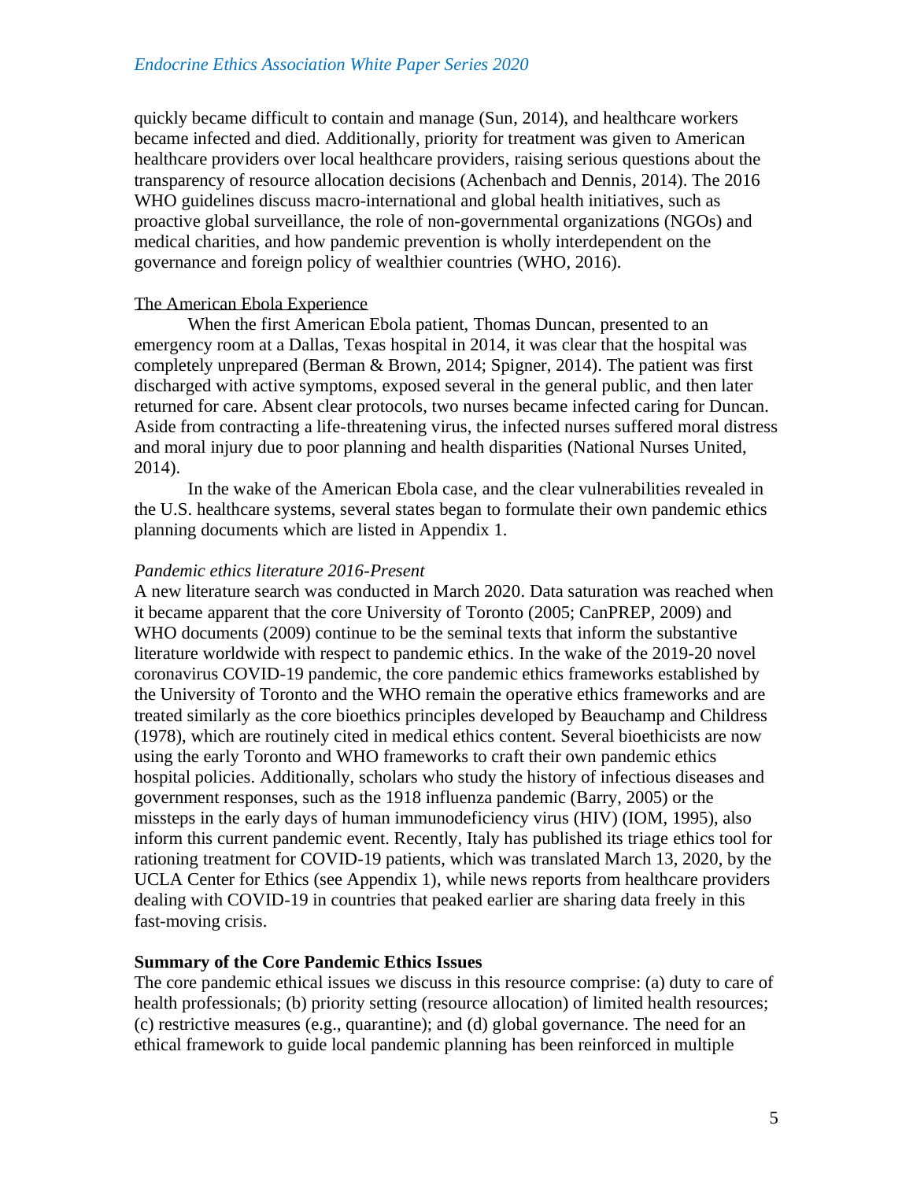quickly became difficult to contain and manage (Sun, 2014), and healthcare workers became infected and died. Additionally, priority for treatment was given to American healthcare providers over local healthcare providers, raising serious questions about the transparency of resource allocation decisions (Achenbach and Dennis, 2014). The 2016 WHO guidelines discuss macro-international and global health initiatives, such as proactive global surveillance, the role of non-governmental organizations (NGOs) and medical charities, and how pandemic prevention is wholly interdependent on the governance and foreign policy of wealthier countries (WHO, 2016).

The American Ebola Experience

When the first American Ebola patient, Thomas Duncan, presented to an emergency room at a Dallas, Texas hospital in 2014, it was clear that the hospital was completely unprepared (Berman & Brown, 2014; Spigner, 2014). The patient was first discharged with active symptoms, exposed several in the general public, and then later returned for care. Absent clear protocols, two nurses became infected caring for Duncan. Aside from contracting a life-threatening virus, the infected nurses suffered moral distress and moral injury due to poor planning and health disparities (National Nurses United, 2014).

In the wake of the American Ebola case, and the clear vulnerabilities revealed in the U.S. healthcare systems, several states began to formulate their own pandemic ethics planning documents which are listed in Appendix 1.

*Pandemic ethics literature 2016-Present*

A new literature search was conducted in March 2020. Data saturation was reached when it became apparent that the core University of Toronto (2005; CanPREP, 2009) and WHO documents (2009) continue to be the seminal texts that inform the substantive literature worldwide with respect to pandemic ethics. In the wake of the 2019-20 novel coronavirus COVID-19 pandemic, the core pandemic ethics frameworks established by the University of Toronto and the WHO remain the operative ethics frameworks and are treated similarly as the core bioethics principles developed by Beauchamp and Childress (1978), which are routinely cited in medical ethics content. Several bioethicists are now using the early Toronto and WHO frameworks to craft their own pandemic ethics hospital policies. Additionally, scholars who study the history of infectious diseases and government responses, such as the 1918 influenza pandemic (Barry, 2005) or the missteps in the early days of human immunodeficiency virus (HIV) (IOM, 1995), also inform this current pandemic event. Recently, Italy has published its triage ethics tool for rationing treatment for COVID-19 patients, which was translated March 13, 2020, by the UCLA Center for Ethics (see Appendix 1), while news reports from healthcare providers dealing with COVID-19 in countries that peaked earlier are sharing data freely in this fast-moving crisis.

**Summary of the Core Pandemic Ethics Issues**

The core pandemic ethical issues we discuss in this resource comprise: (a) duty to care of health professionals; (b) priority setting (resource allocation) of limited health resources; (c) restrictive measures (e.g., quarantine); and (d) global governance. The need for an ethical framework to guide local pandemic planning has been reinforced in multiple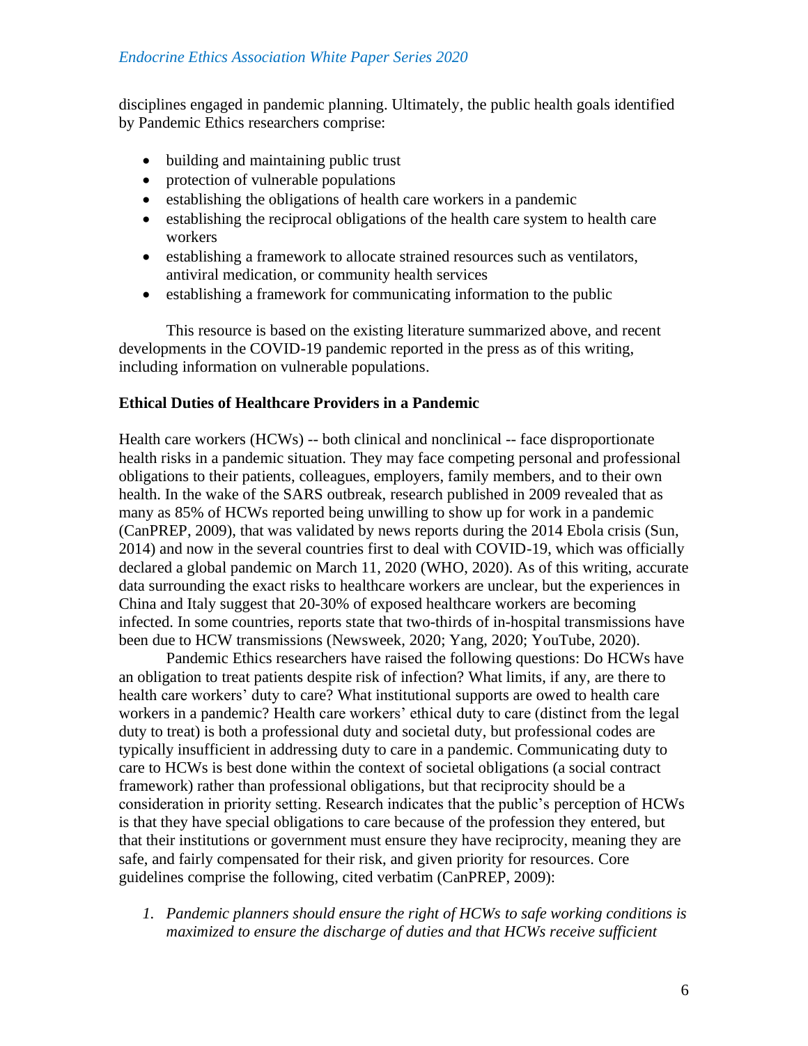disciplines engaged in pandemic planning. Ultimately, the public health goals identified by Pandemic Ethics researchers comprise:

- building and maintaining public trust
- protection of vulnerable populations
- establishing the obligations of health care workers in a pandemic
- establishing the reciprocal obligations of the health care system to health care workers
- establishing a framework to allocate strained resources such as ventilators, antiviral medication, or community health services
- establishing a framework for communicating information to the public

This resource is based on the existing literature summarized above, and recent developments in the COVID-19 pandemic reported in the press as of this writing, including information on vulnerable populations.

**Ethical Duties of Healthcare Providers in a Pandemic**

Health care workers (HCWs) -- both clinical and nonclinical -- face disproportionate health risks in a pandemic situation. They may face competing personal and professional obligations to their patients, colleagues, employers, family members, and to their own health. In the wake of the SARS outbreak, research published in 2009 revealed that as many as 85% of HCWs reported being unwilling to show up for work in a pandemic (CanPREP, 2009), that was validated by news reports during the 2014 Ebola crisis (Sun, 2014) and now in the several countries first to deal with COVID-19, which was officially declared a global pandemic on March 11, 2020 (WHO, 2020). As of this writing, accurate data surrounding the exact risks to healthcare workers are unclear, but the experiences in China and Italy suggest that 20-30% of exposed healthcare workers are becoming infected. In some countries, reports state that two-thirds of in-hospital transmissions have been due to HCW transmissions (Newsweek, 2020; Yang, 2020; YouTube, 2020).

Pandemic Ethics researchers have raised the following questions: Do HCWs have an obligation to treat patients despite risk of infection? What limits, if any, are there to health care workers' duty to care? What institutional supports are owed to health care workers in a pandemic? Health care workers' ethical duty to care (distinct from the legal duty to treat) is both a professional duty and societal duty, but professional codes are typically insufficient in addressing duty to care in a pandemic. Communicating duty to care to HCWs is best done within the context of societal obligations (a social contract framework) rather than professional obligations, but that reciprocity should be a consideration in priority setting. Research indicates that the public's perception of HCWs is that they have special obligations to care because of the profession they entered, but that their institutions or government must ensure they have reciprocity, meaning they are safe, and fairly compensated for their risk, and given priority for resources. Core guidelines comprise the following, cited verbatim (CanPREP, 2009):

1. *Pandemic planners should ensure the right of HCWs to safe working conditions is maximized to ensure the discharge of duties and that HCWs receive sufficient*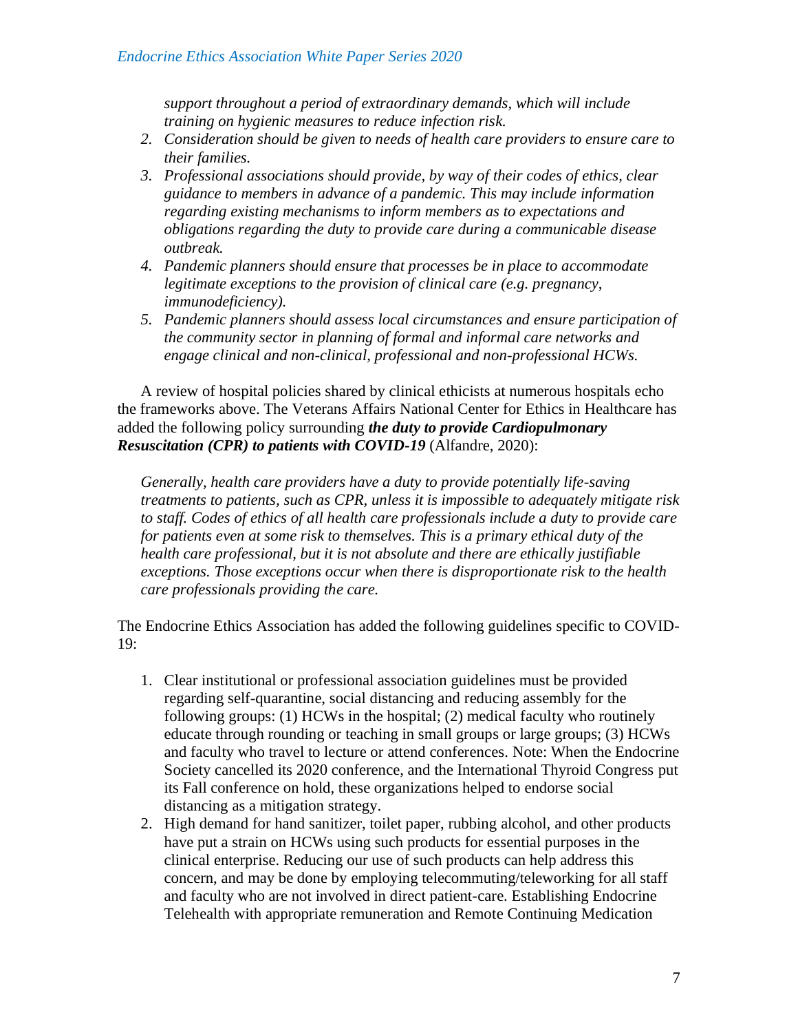*support throughout a period of extraordinary demands, which will include training on hygienic measures to reduce infection risk.*

2. *Consideration should be given to needs of health care providers to ensure care to their families.*
3. *Professional associations should provide, by way of their codes of ethics, clear guidance to members in advance of a pandemic. This may include information regarding existing mechanisms to inform members as to expectations and obligations regarding the duty to provide care during a communicable disease outbreak.*
4. *Pandemic planners should ensure that processes be in place to accommodate legitimate exceptions to the provision of clinical care (e.g. pregnancy, immunodeficiency).*
5. *Pandemic planners should assess local circumstances and ensure participation of the community sector in planning of formal and informal care networks and engage clinical and non-clinical, professional and non-professional HCWs.*

A review of hospital policies shared by clinical ethicists at numerous hospitals echo the frameworks above. The Veterans Affairs National Center for Ethics in Healthcare has added the following policy surrounding ***the duty to provide Cardiopulmonary Resuscitation (CPR) to patients with COVID-19*** (Alfandre, 2020):

> *Generally, health care providers have a duty to provide potentially life-saving treatments to patients, such as CPR, unless it is impossible to adequately mitigate risk to staff. Codes of ethics of all health care professionals include a duty to provide care for patients even at some risk to themselves. This is a primary ethical duty of the health care professional, but it is not absolute and there are ethically justifiable exceptions. Those exceptions occur when there is disproportionate risk to the health care professionals providing the care.*

The Endocrine Ethics Association has added the following guidelines specific to COVID-19:

1. Clear institutional or professional association guidelines must be provided regarding self-quarantine, social distancing and reducing assembly for the following groups: (1) HCWs in the hospital; (2) medical faculty who routinely educate through rounding or teaching in small groups or large groups; (3) HCWs and faculty who travel to lecture or attend conferences. Note: When the Endocrine Society cancelled its 2020 conference, and the International Thyroid Congress put its Fall conference on hold, these organizations helped to endorse social distancing as a mitigation strategy.
2. High demand for hand sanitizer, toilet paper, rubbing alcohol, and other products have put a strain on HCWs using such products for essential purposes in the clinical enterprise. Reducing our use of such products can help address this concern, and may be done by employing telecommuting/teleworking for all staff and faculty who are not involved in direct patient-care. Establishing Endocrine Telehealth with appropriate remuneration and Remote Continuing Medication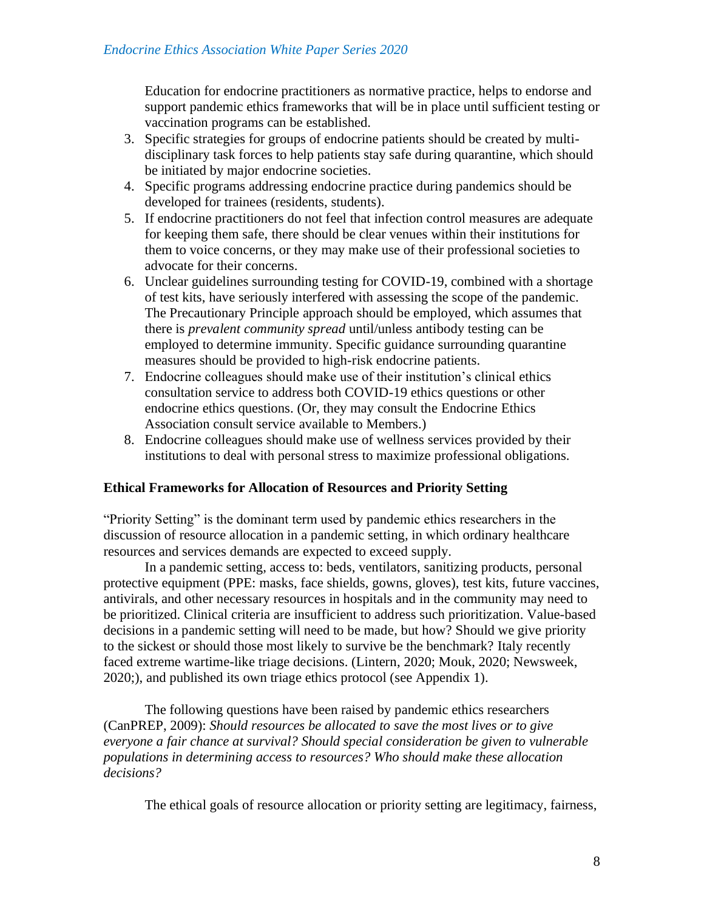Education for endocrine practitioners as normative practice, helps to endorse and support pandemic ethics frameworks that will be in place until sufficient testing or vaccination programs can be established.

3. Specific strategies for groups of endocrine patients should be created by multi-disciplinary task forces to help patients stay safe during quarantine, which should be initiated by major endocrine societies.
4. Specific programs addressing endocrine practice during pandemics should be developed for trainees (residents, students).
5. If endocrine practitioners do not feel that infection control measures are adequate for keeping them safe, there should be clear venues within their institutions for them to voice concerns, or they may make use of their professional societies to advocate for their concerns.
6. Unclear guidelines surrounding testing for COVID-19, combined with a shortage of test kits, have seriously interfered with assessing the scope of the pandemic. The Precautionary Principle approach should be employed, which assumes that there is *prevalent community spread* until/unless antibody testing can be employed to determine immunity. Specific guidance surrounding quarantine measures should be provided to high-risk endocrine patients.
7. Endocrine colleagues should make use of their institution's clinical ethics consultation service to address both COVID-19 ethics questions or other endocrine ethics questions. (Or, they may consult the Endocrine Ethics Association consult service available to Members.)
8. Endocrine colleagues should make use of wellness services provided by their institutions to deal with personal stress to maximize professional obligations.

**Ethical Frameworks for Allocation of Resources and Priority Setting**

"Priority Setting" is the dominant term used by pandemic ethics researchers in the discussion of resource allocation in a pandemic setting, in which ordinary healthcare resources and services demands are expected to exceed supply.

In a pandemic setting, access to: beds, ventilators, sanitizing products, personal protective equipment (PPE: masks, face shields, gowns, gloves), test kits, future vaccines, antivirals, and other necessary resources in hospitals and in the community may need to be prioritized. Clinical criteria are insufficient to address such prioritization. Value-based decisions in a pandemic setting will need to be made, but how? Should we give priority to the sickest or should those most likely to survive be the benchmark? Italy recently faced extreme wartime-like triage decisions. (Lintern, 2020; Mouk, 2020; Newsweek, 2020;), and published its own triage ethics protocol (see Appendix 1).

The following questions have been raised by pandemic ethics researchers (CanPREP, 2009): *Should resources be allocated to save the most lives or to give everyone a fair chance at survival? Should special consideration be given to vulnerable populations in determining access to resources? Who should make these allocation decisions?*

The ethical goals of resource allocation or priority setting are legitimacy, fairness,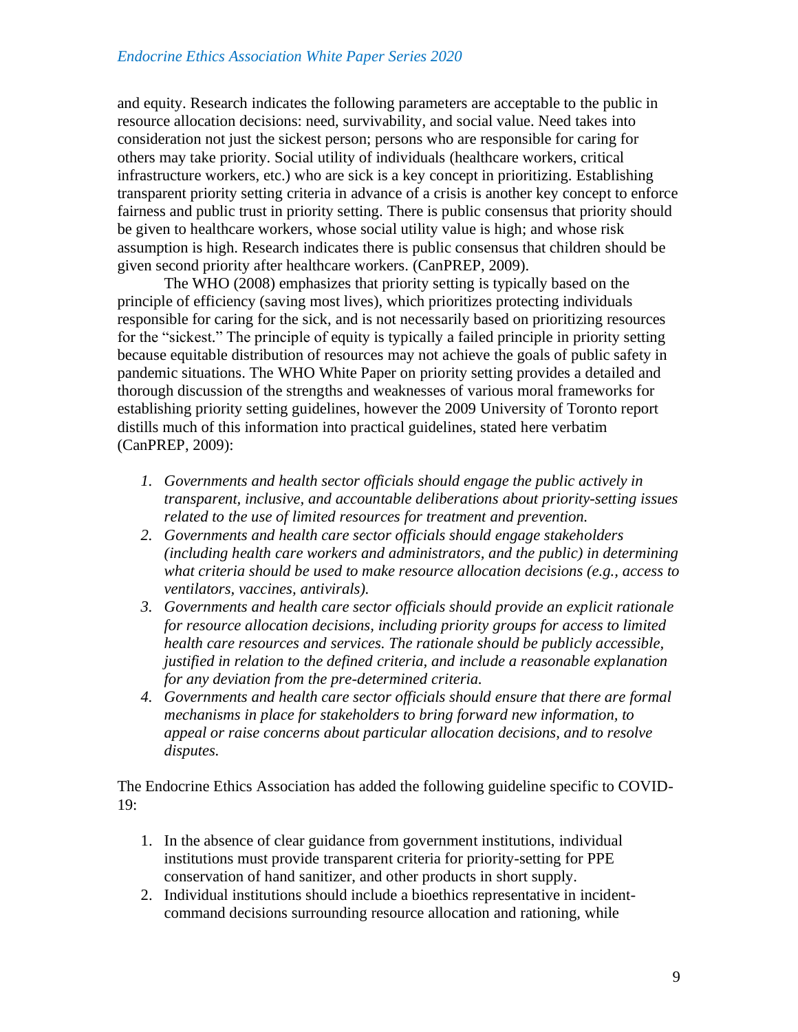and equity. Research indicates the following parameters are acceptable to the public in resource allocation decisions: need, survivability, and social value. Need takes into consideration not just the sickest person; persons who are responsible for caring for others may take priority. Social utility of individuals (healthcare workers, critical infrastructure workers, etc.) who are sick is a key concept in prioritizing. Establishing transparent priority setting criteria in advance of a crisis is another key concept to enforce fairness and public trust in priority setting. There is public consensus that priority should be given to healthcare workers, whose social utility value is high; and whose risk assumption is high. Research indicates there is public consensus that children should be given second priority after healthcare workers. (CanPREP, 2009).

The WHO (2008) emphasizes that priority setting is typically based on the principle of efficiency (saving most lives), which prioritizes protecting individuals responsible for caring for the sick, and is not necessarily based on prioritizing resources for the "sickest." The principle of equity is typically a failed principle in priority setting because equitable distribution of resources may not achieve the goals of public safety in pandemic situations. The WHO White Paper on priority setting provides a detailed and thorough discussion of the strengths and weaknesses of various moral frameworks for establishing priority setting guidelines, however the 2009 University of Toronto report distills much of this information into practical guidelines, stated here verbatim (CanPREP, 2009):

1. *Governments and health sector officials should engage the public actively in transparent, inclusive, and accountable deliberations about priority-setting issues related to the use of limited resources for treatment and prevention.*
2. *Governments and health care sector officials should engage stakeholders (including health care workers and administrators, and the public) in determining what criteria should be used to make resource allocation decisions (e.g., access to ventilators, vaccines, antivirals).*
3. *Governments and health care sector officials should provide an explicit rationale for resource allocation decisions, including priority groups for access to limited health care resources and services. The rationale should be publicly accessible, justified in relation to the defined criteria, and include a reasonable explanation for any deviation from the pre-determined criteria.*
4. *Governments and health care sector officials should ensure that there are formal mechanisms in place for stakeholders to bring forward new information, to appeal or raise concerns about particular allocation decisions, and to resolve disputes.*

The Endocrine Ethics Association has added the following guideline specific to COVID-19:

1. In the absence of clear guidance from government institutions, individual institutions must provide transparent criteria for priority-setting for PPE conservation of hand sanitizer, and other products in short supply.
2. Individual institutions should include a bioethics representative in incident-command decisions surrounding resource allocation and rationing, while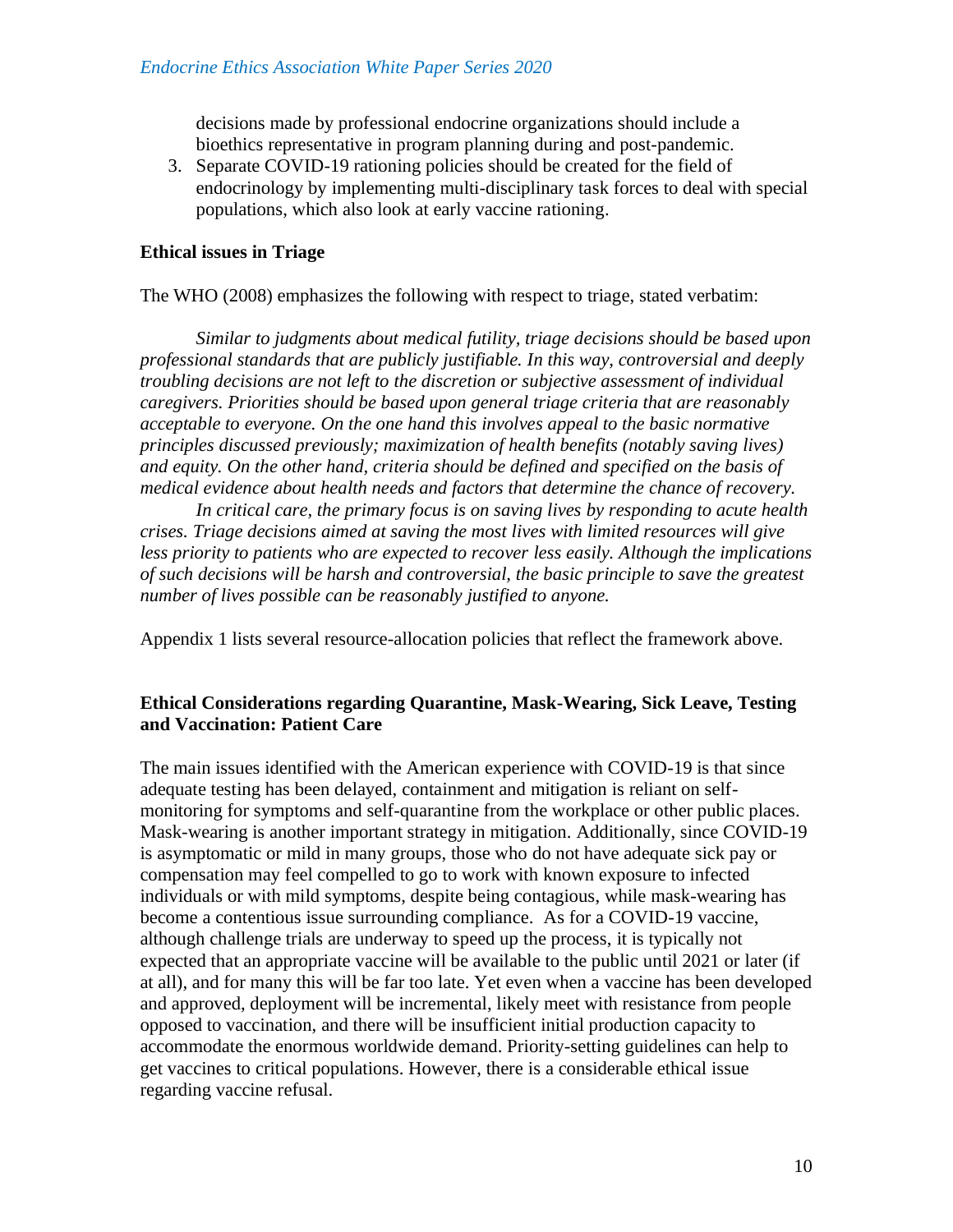decisions made by professional endocrine organizations should include a bioethics representative in program planning during and post-pandemic.

3. Separate COVID-19 rationing policies should be created for the field of endocrinology by implementing multi-disciplinary task forces to deal with special populations, which also look at early vaccine rationing.

**Ethical issues in Triage**

The WHO (2008) emphasizes the following with respect to triage, stated verbatim:

> *Similar to judgments about medical futility, triage decisions should be based upon professional standards that are publicly justifiable. In this way, controversial and deeply troubling decisions are not left to the discretion or subjective assessment of individual caregivers. Priorities should be based upon general triage criteria that are reasonably acceptable to everyone. On the one hand this involves appeal to the basic normative principles discussed previously; maximization of health benefits (notably saving lives) and equity. On the other hand, criteria should be defined and specified on the basis of medical evidence about health needs and factors that determine the chance of recovery.*
>
> *In critical care, the primary focus is on saving lives by responding to acute health crises. Triage decisions aimed at saving the most lives with limited resources will give less priority to patients who are expected to recover less easily. Although the implications of such decisions will be harsh and controversial, the basic principle to save the greatest number of lives possible can be reasonably justified to anyone.*

Appendix 1 lists several resource-allocation policies that reflect the framework above.

**Ethical Considerations regarding Quarantine, Mask-Wearing, Sick Leave, Testing and Vaccination: Patient Care**

The main issues identified with the American experience with COVID-19 is that since adequate testing has been delayed, containment and mitigation is reliant on self-monitoring for symptoms and self-quarantine from the workplace or other public places. Mask-wearing is another important strategy in mitigation. Additionally, since COVID-19 is asymptomatic or mild in many groups, those who do not have adequate sick pay or compensation may feel compelled to go to work with known exposure to infected individuals or with mild symptoms, despite being contagious, while mask-wearing has become a contentious issue surrounding compliance. As for a COVID-19 vaccine, although challenge trials are underway to speed up the process, it is typically not expected that an appropriate vaccine will be available to the public until 2021 or later (if at all), and for many this will be far too late. Yet even when a vaccine has been developed and approved, deployment will be incremental, likely meet with resistance from people opposed to vaccination, and there will be insufficient initial production capacity to accommodate the enormous worldwide demand. Priority-setting guidelines can help to get vaccines to critical populations. However, there is a considerable ethical issue regarding vaccine refusal.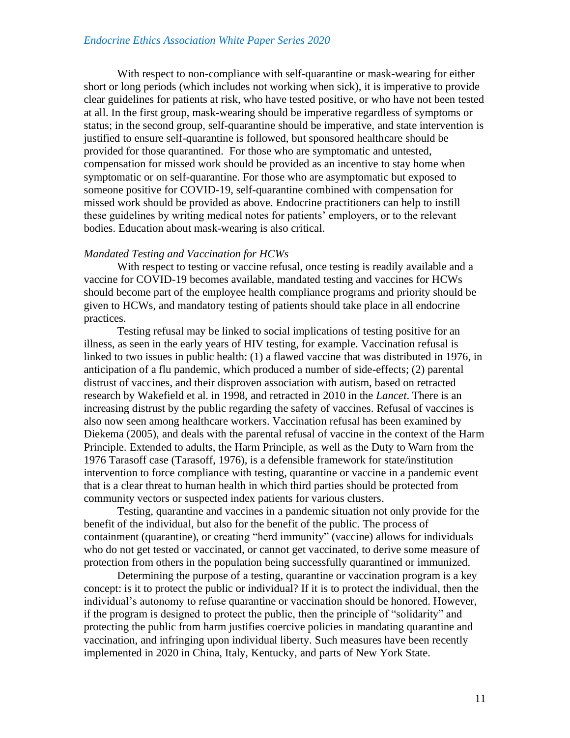With respect to non-compliance with self-quarantine or mask-wearing for either short or long periods (which includes not working when sick), it is imperative to provide clear guidelines for patients at risk, who have tested positive, or who have not been tested at all. In the first group, mask-wearing should be imperative regardless of symptoms or status; in the second group, self-quarantine should be imperative, and state intervention is justified to ensure self-quarantine is followed, but sponsored healthcare should be provided for those quarantined. For those who are symptomatic and untested, compensation for missed work should be provided as an incentive to stay home when symptomatic or on self-quarantine. For those who are asymptomatic but exposed to someone positive for COVID-19, self-quarantine combined with compensation for missed work should be provided as above. Endocrine practitioners can help to instill these guidelines by writing medical notes for patients' employers, or to the relevant bodies. Education about mask-wearing is also critical.

*Mandated Testing and Vaccination for HCWs*

With respect to testing or vaccine refusal, once testing is readily available and a vaccine for COVID-19 becomes available, mandated testing and vaccines for HCWs should become part of the employee health compliance programs and priority should be given to HCWs, and mandatory testing of patients should take place in all endocrine practices.

Testing refusal may be linked to social implications of testing positive for an illness, as seen in the early years of HIV testing, for example. Vaccination refusal is linked to two issues in public health: (1) a flawed vaccine that was distributed in 1976, in anticipation of a flu pandemic, which produced a number of side-effects; (2) parental distrust of vaccines, and their disproven association with autism, based on retracted research by Wakefield et al. in 1998, and retracted in 2010 in the *Lancet*. There is an increasing distrust by the public regarding the safety of vaccines. Refusal of vaccines is also now seen among healthcare workers. Vaccination refusal has been examined by Diekema (2005), and deals with the parental refusal of vaccine in the context of the Harm Principle. Extended to adults, the Harm Principle, as well as the Duty to Warn from the 1976 Tarasoff case (Tarasoff, 1976), is a defensible framework for state/institution intervention to force compliance with testing, quarantine or vaccine in a pandemic event that is a clear threat to human health in which third parties should be protected from community vectors or suspected index patients for various clusters.

Testing, quarantine and vaccines in a pandemic situation not only provide for the benefit of the individual, but also for the benefit of the public. The process of containment (quarantine), or creating "herd immunity" (vaccine) allows for individuals who do not get tested or vaccinated, or cannot get vaccinated, to derive some measure of protection from others in the population being successfully quarantined or immunized.

Determining the purpose of a testing, quarantine or vaccination program is a key concept: is it to protect the public or individual? If it is to protect the individual, then the individual's autonomy to refuse quarantine or vaccination should be honored. However, if the program is designed to protect the public, then the principle of "solidarity" and protecting the public from harm justifies coercive policies in mandating quarantine and vaccination, and infringing upon individual liberty. Such measures have been recently implemented in 2020 in China, Italy, Kentucky, and parts of New York State.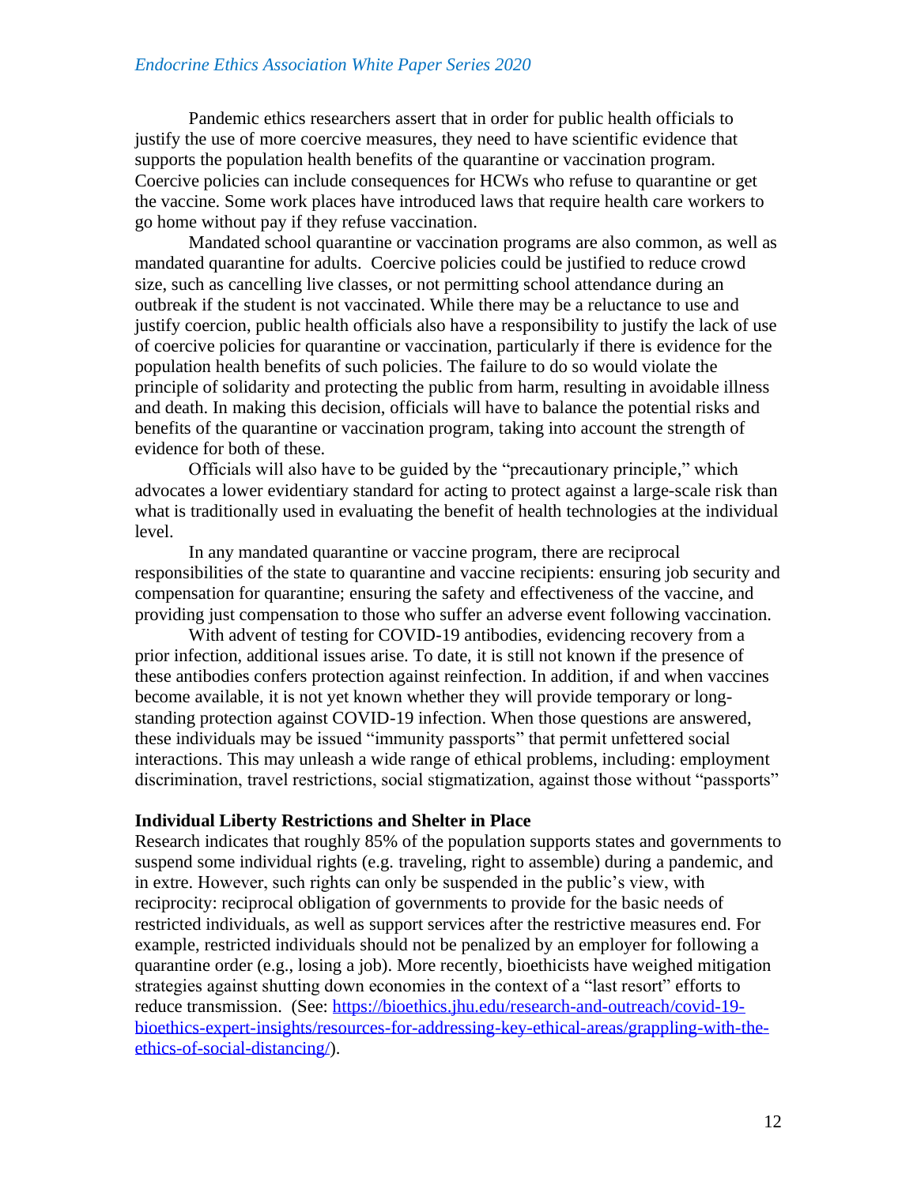Pandemic ethics researchers assert that in order for public health officials to justify the use of more coercive measures, they need to have scientific evidence that supports the population health benefits of the quarantine or vaccination program. Coercive policies can include consequences for HCWs who refuse to quarantine or get the vaccine. Some work places have introduced laws that require health care workers to go home without pay if they refuse vaccination.

Mandated school quarantine or vaccination programs are also common, as well as mandated quarantine for adults. Coercive policies could be justified to reduce crowd size, such as cancelling live classes, or not permitting school attendance during an outbreak if the student is not vaccinated. While there may be a reluctance to use and justify coercion, public health officials also have a responsibility to justify the lack of use of coercive policies for quarantine or vaccination, particularly if there is evidence for the population health benefits of such policies. The failure to do so would violate the principle of solidarity and protecting the public from harm, resulting in avoidable illness and death. In making this decision, officials will have to balance the potential risks and benefits of the quarantine or vaccination program, taking into account the strength of evidence for both of these.

Officials will also have to be guided by the "precautionary principle," which advocates a lower evidentiary standard for acting to protect against a large-scale risk than what is traditionally used in evaluating the benefit of health technologies at the individual level.

In any mandated quarantine or vaccine program, there are reciprocal responsibilities of the state to quarantine and vaccine recipients: ensuring job security and compensation for quarantine; ensuring the safety and effectiveness of the vaccine, and providing just compensation to those who suffer an adverse event following vaccination.

With advent of testing for COVID-19 antibodies, evidencing recovery from a prior infection, additional issues arise. To date, it is still not known if the presence of these antibodies confers protection against reinfection. In addition, if and when vaccines become available, it is not yet known whether they will provide temporary or long-standing protection against COVID-19 infection. When those questions are answered, these individuals may be issued "immunity passports" that permit unfettered social interactions. This may unleash a wide range of ethical problems, including: employment discrimination, travel restrictions, social stigmatization, against those without "passports"

**Individual Liberty Restrictions and Shelter in Place**

Research indicates that roughly 85% of the population supports states and governments to suspend some individual rights (e.g. traveling, right to assemble) during a pandemic, and in extre. However, such rights can only be suspended in the public's view, with reciprocity: reciprocal obligation of governments to provide for the basic needs of restricted individuals, as well as support services after the restrictive measures end. For example, restricted individuals should not be penalized by an employer for following a quarantine order (e.g., losing a job). More recently, bioethicists have weighed mitigation strategies against shutting down economies in the context of a "last resort" efforts to reduce transmission. (See: [https://bioethics.jhu.edu/research-and-outreach/covid-19-bioethics-expert-insights/resources-for-addressing-key-ethical-areas/grappling-with-the-ethics-of-social-distancing/](https://bioethics.jhu.edu/research-and-outreach/covid-19-bioethics-expert-insights/resources-for-addressing-key-ethical-areas/grappling-with-the-ethics-of-social-distancing/)).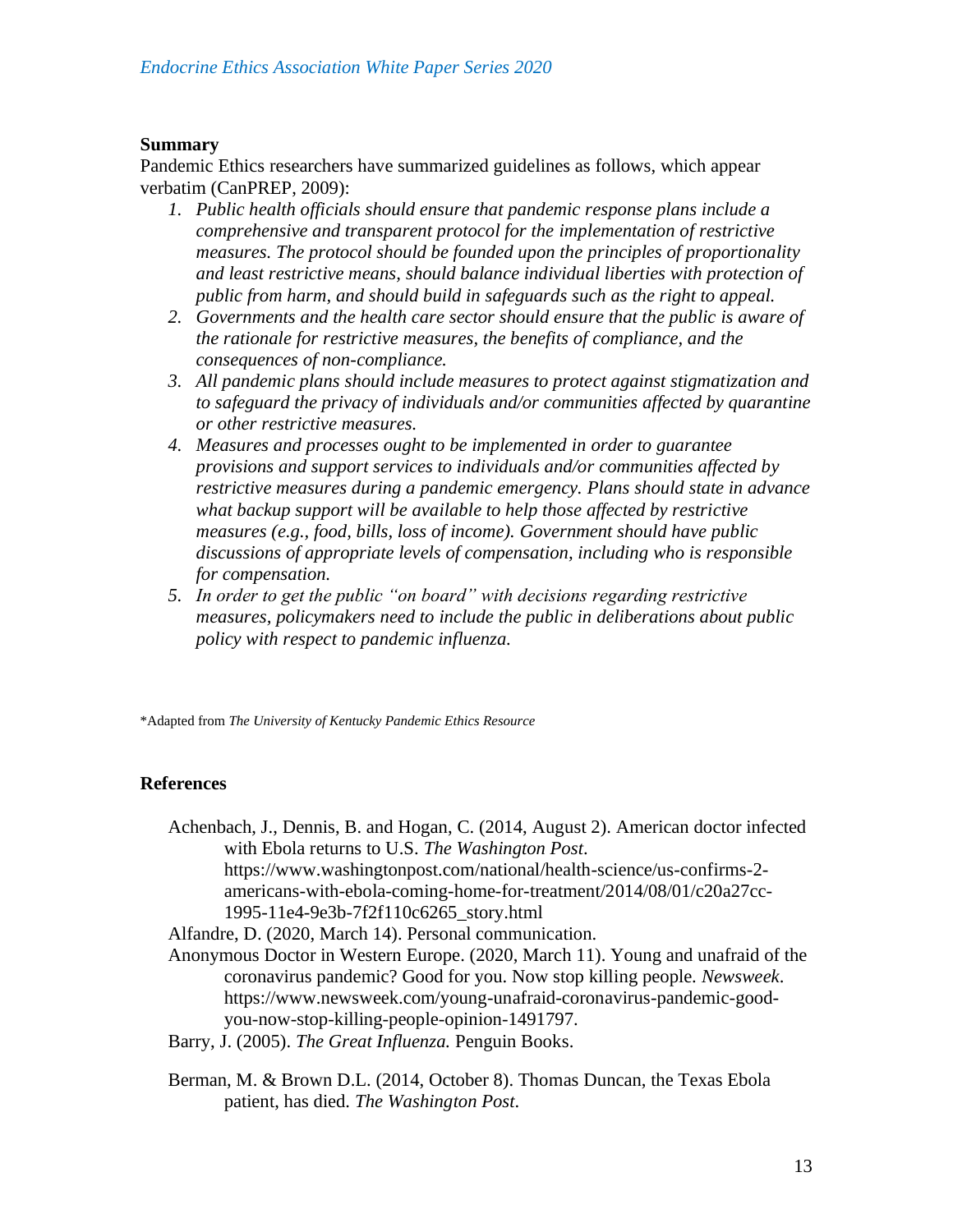**Summary**

Pandemic Ethics researchers have summarized guidelines as follows, which appear verbatim (CanPREP, 2009):

1. *Public health officials should ensure that pandemic response plans include a comprehensive and transparent protocol for the implementation of restrictive measures. The protocol should be founded upon the principles of proportionality and least restrictive means, should balance individual liberties with protection of public from harm, and should build in safeguards such as the right to appeal.*
2. *Governments and the health care sector should ensure that the public is aware of the rationale for restrictive measures, the benefits of compliance, and the consequences of non-compliance.*
3. *All pandemic plans should include measures to protect against stigmatization and to safeguard the privacy of individuals and/or communities affected by quarantine or other restrictive measures.*
4. *Measures and processes ought to be implemented in order to guarantee provisions and support services to individuals and/or communities affected by restrictive measures during a pandemic emergency. Plans should state in advance what backup support will be available to help those affected by restrictive measures (e.g., food, bills, loss of income). Government should have public discussions of appropriate levels of compensation, including who is responsible for compensation.*
5. *In order to get the public "on board" with decisions regarding restrictive measures, policymakers need to include the public in deliberations about public policy with respect to pandemic influenza.*

*Adapted from *The University of Kentucky Pandemic Ethics Resource*

**References**

Achenbach, J., Dennis, B. and Hogan, C. (2014, August 2). American doctor infected with Ebola returns to U.S. *The Washington Post*. https://www.washingtonpost.com/national/health-science/us-confirms-2-americans-with-ebola-coming-home-for-treatment/2014/08/01/c20a27cc-1995-11e4-9e3b-7f2f110c6265_story.html

Alfandre, D. (2020, March 14). Personal communication.

Anonymous Doctor in Western Europe. (2020, March 11). Young and unafraid of the coronavirus pandemic? Good for you. Now stop killing people. *Newsweek*. https://www.newsweek.com/young-unafraid-coronavirus-pandemic-good-you-now-stop-killing-people-opinion-1491797.

Barry, J. (2005). *The Great Influenza.* Penguin Books.

Berman, M. & Brown D.L. (2014, October 8). Thomas Duncan, the Texas Ebola patient, has died. *The Washington Post*.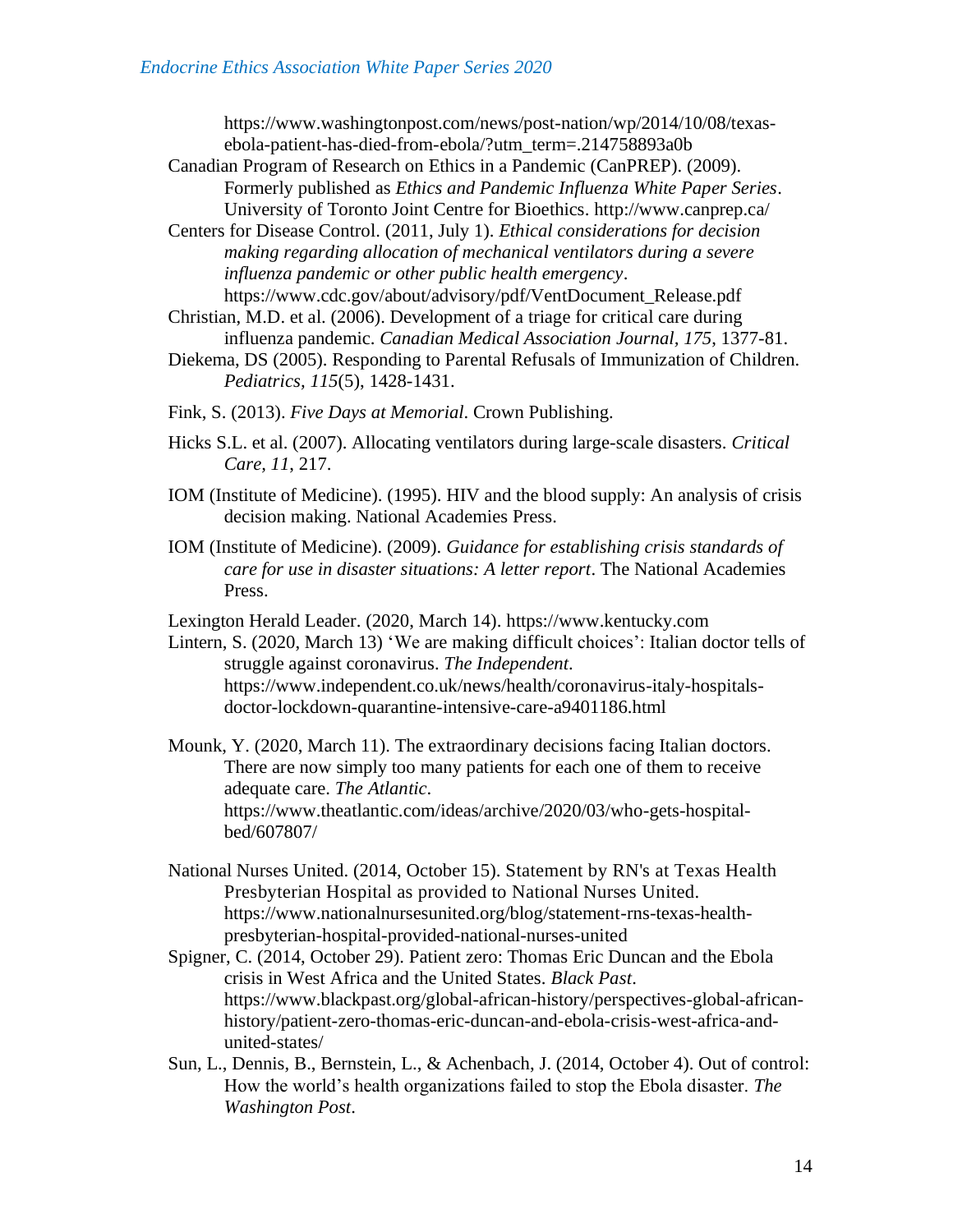https://www.washingtonpost.com/news/post-nation/wp/2014/10/08/texas-ebola-patient-has-died-from-ebola/?utm_term=.214758893a0b

Canadian Program of Research on Ethics in a Pandemic (CanPREP). (2009). Formerly published as *Ethics and Pandemic Influenza White Paper Series*. University of Toronto Joint Centre for Bioethics. http://www.canprep.ca/

Centers for Disease Control. (2011, July 1). *Ethical considerations for decision making regarding allocation of mechanical ventilators during a severe influenza pandemic or other public health emergency*. https://www.cdc.gov/about/advisory/pdf/VentDocument_Release.pdf

Christian, M.D. et al. (2006). Development of a triage for critical care during influenza pandemic. *Canadian Medical Association Journal, 175*, 1377-81.

Diekema, DS (2005). Responding to Parental Refusals of Immunization of Children. *Pediatrics, 115*(5), 1428-1431.

Fink, S. (2013). *Five Days at Memorial*. Crown Publishing.

Hicks S.L. et al. (2007). Allocating ventilators during large-scale disasters. *Critical Care, 11*, 217.

IOM (Institute of Medicine). (1995). HIV and the blood supply: An analysis of crisis decision making. National Academies Press.

IOM (Institute of Medicine). (2009). *Guidance for establishing crisis standards of care for use in disaster situations: A letter report*. The National Academies Press.

Lexington Herald Leader. (2020, March 14). https://www.kentucky.com

Lintern, S. (2020, March 13) 'We are making difficult choices': Italian doctor tells of struggle against coronavirus. *The Independent*. https://www.independent.co.uk/news/health/coronavirus-italy-hospitals-doctor-lockdown-quarantine-intensive-care-a9401186.html

Mounk, Y. (2020, March 11). The extraordinary decisions facing Italian doctors. There are now simply too many patients for each one of them to receive adequate care. *The Atlantic*. https://www.theatlantic.com/ideas/archive/2020/03/who-gets-hospital-bed/607807/

National Nurses United. (2014, October 15). Statement by RN's at Texas Health Presbyterian Hospital as provided to National Nurses United. https://www.nationalnursesunited.org/blog/statement-rns-texas-health-presbyterian-hospital-provided-national-nurses-united

Spigner, C. (2014, October 29). Patient zero: Thomas Eric Duncan and the Ebola crisis in West Africa and the United States. *Black Past*. https://www.blackpast.org/global-african-history/perspectives-global-african-history/patient-zero-thomas-eric-duncan-and-ebola-crisis-west-africa-and-united-states/

Sun, L., Dennis, B., Bernstein, L., & Achenbach, J. (2014, October 4). Out of control: How the world's health organizations failed to stop the Ebola disaster. *The Washington Post*.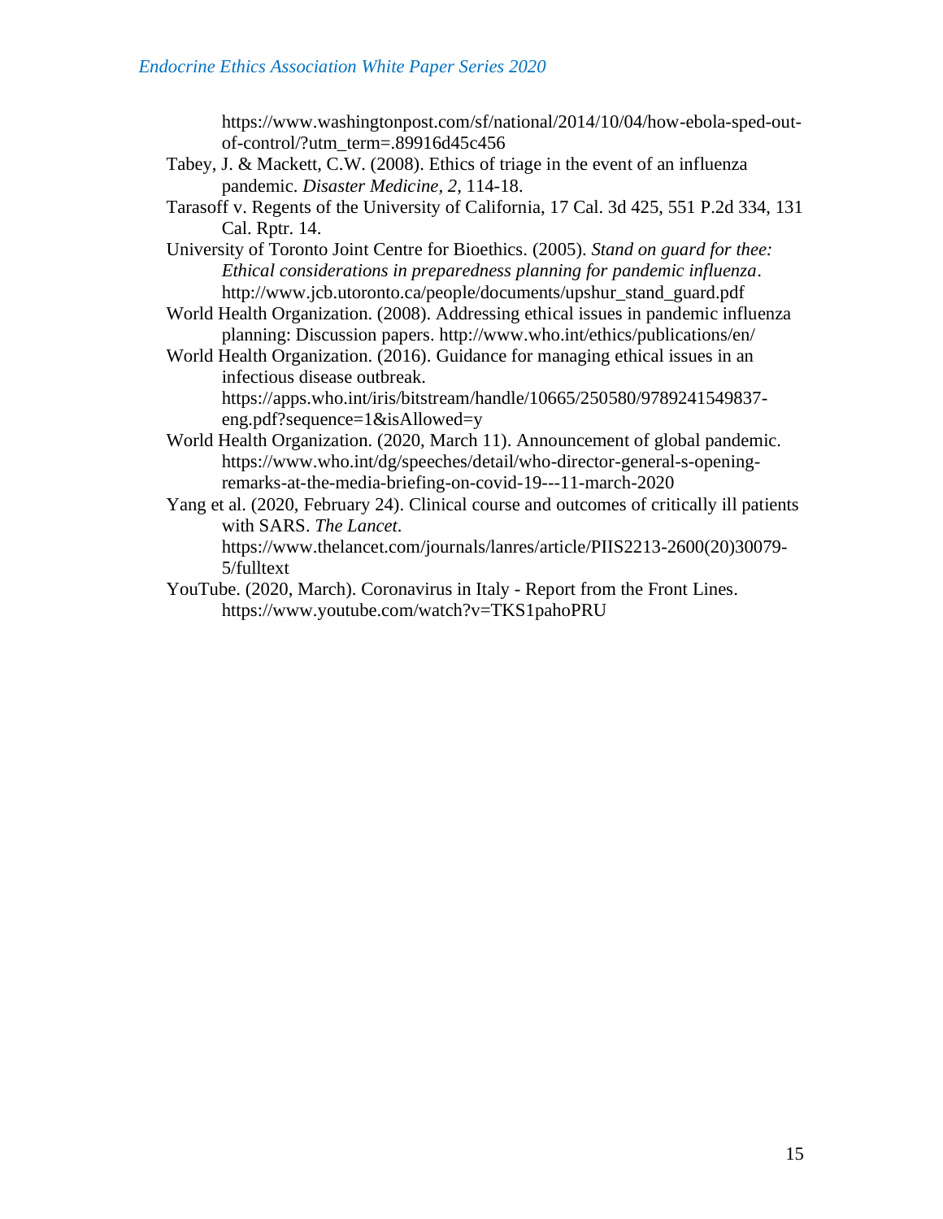https://www.washingtonpost.com/sf/national/2014/10/04/how-ebola-sped-out-of-control/?utm_term=.89916d45c456

Tabey, J. & Mackett, C.W. (2008). Ethics of triage in the event of an influenza pandemic. *Disaster Medicine, 2*, 114-18.

Tarasoff v. Regents of the University of California, 17 Cal. 3d 425, 551 P.2d 334, 131 Cal. Rptr. 14.

University of Toronto Joint Centre for Bioethics. (2005). *Stand on guard for thee: Ethical considerations in preparedness planning for pandemic influenza*. http://www.jcb.utoronto.ca/people/documents/upshur_stand_guard.pdf

World Health Organization. (2008). Addressing ethical issues in pandemic influenza planning: Discussion papers. http://www.who.int/ethics/publications/en/

World Health Organization. (2016). Guidance for managing ethical issues in an infectious disease outbreak. https://apps.who.int/iris/bitstream/handle/10665/250580/9789241549837-eng.pdf?sequence=1&isAllowed=y

World Health Organization. (2020, March 11). Announcement of global pandemic. https://www.who.int/dg/speeches/detail/who-director-general-s-opening-remarks-at-the-media-briefing-on-covid-19---11-march-2020

Yang et al. (2020, February 24). Clinical course and outcomes of critically ill patients with SARS. *The Lancet*. https://www.thelancet.com/journals/lanres/article/PIIS2213-2600(20)30079-5/fulltext

YouTube. (2020, March). Coronavirus in Italy - Report from the Front Lines. https://www.youtube.com/watch?v=TKS1pahoPRU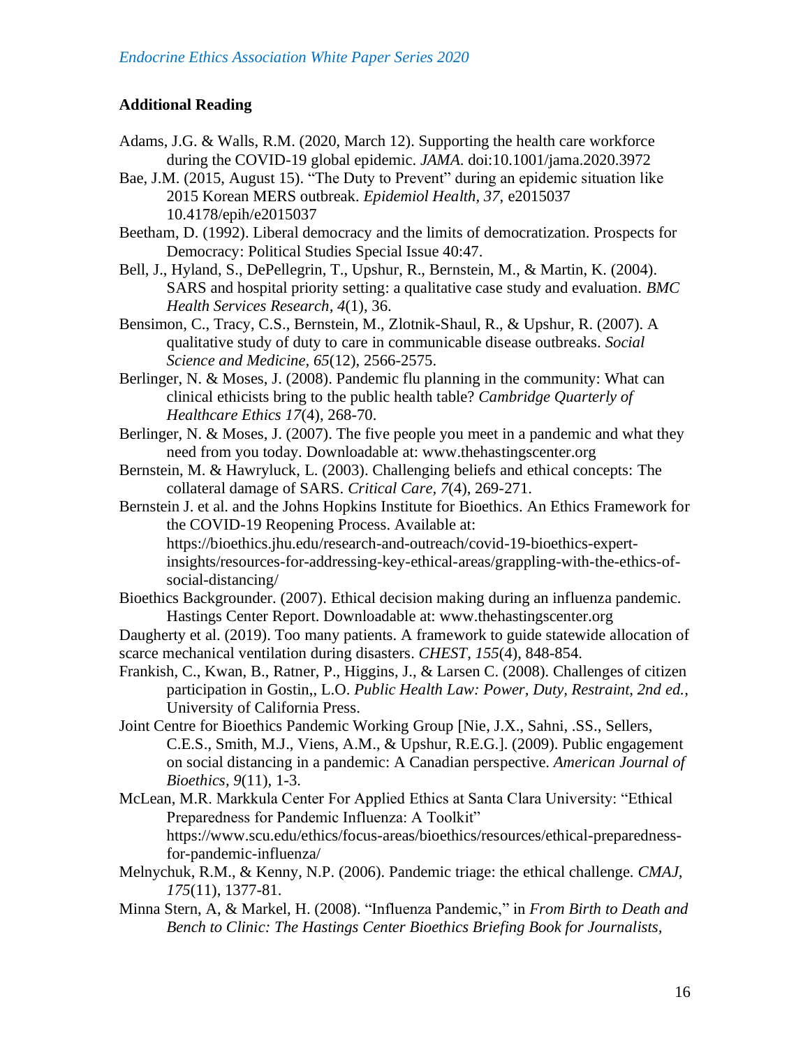### Additional Reading

Adams, J.G. & Walls, R.M. (2020, March 12). Supporting the health care workforce during the COVID-19 global epidemic. *JAMA*. doi:10.1001/jama.2020.3972

Bae, J.M. (2015, August 15). "The Duty to Prevent" during an epidemic situation like 2015 Korean MERS outbreak. *Epidemiol Health, 37*, e2015037 10.4178/epih/e2015037

Beetham, D. (1992). Liberal democracy and the limits of democratization. Prospects for Democracy: Political Studies Special Issue 40:47.

Bell, J., Hyland, S., DePellegrin, T., Upshur, R., Bernstein, M., & Martin, K. (2004). SARS and hospital priority setting: a qualitative case study and evaluation. *BMC Health Services Research, 4*(1), 36.

Bensimon, C., Tracy, C.S., Bernstein, M., Zlotnik-Shaul, R., & Upshur, R. (2007). A qualitative study of duty to care in communicable disease outbreaks. *Social Science and Medicine, 65*(12), 2566-2575.

Berlinger, N. & Moses, J. (2008). Pandemic flu planning in the community: What can clinical ethicists bring to the public health table? *Cambridge Quarterly of Healthcare Ethics 17*(4), 268-70.

Berlinger, N. & Moses, J. (2007). The five people you meet in a pandemic and what they need from you today. Downloadable at: www.thehastingscenter.org

Bernstein, M. & Hawryluck, L. (2003). Challenging beliefs and ethical concepts: The collateral damage of SARS. *Critical Care, 7*(4), 269-271.

Bernstein J. et al. and the Johns Hopkins Institute for Bioethics. An Ethics Framework for the COVID-19 Reopening Process. Available at: https://bioethics.jhu.edu/research-and-outreach/covid-19-bioethics-expert-insights/resources-for-addressing-key-ethical-areas/grappling-with-the-ethics-of-social-distancing/

Bioethics Backgrounder. (2007). Ethical decision making during an influenza pandemic. Hastings Center Report. Downloadable at: www.thehastingscenter.org

Daugherty et al. (2019). Too many patients. A framework to guide statewide allocation of scarce mechanical ventilation during disasters. *CHEST, 155*(4), 848-854.

Frankish, C., Kwan, B., Ratner, P., Higgins, J., & Larsen C. (2008). Challenges of citizen participation in Gostin,, L.O. *Public Health Law: Power, Duty, Restraint, 2nd ed.*, University of California Press.

Joint Centre for Bioethics Pandemic Working Group [Nie, J.X., Sahni, .SS., Sellers, C.E.S., Smith, M.J., Viens, A.M., & Upshur, R.E.G.]. (2009). Public engagement on social distancing in a pandemic: A Canadian perspective. *American Journal of Bioethics, 9*(11), 1-3.

McLean, M.R. Markkula Center For Applied Ethics at Santa Clara University: "Ethical Preparedness for Pandemic Influenza: A Toolkit" https://www.scu.edu/ethics/focus-areas/bioethics/resources/ethical-preparedness-for-pandemic-influenza/

Melnychuk, R.M., & Kenny, N.P. (2006). Pandemic triage: the ethical challenge. *CMAJ, 175*(11), 1377-81.

Minna Stern, A, & Markel, H. (2008). "Influenza Pandemic," in *From Birth to Death and Bench to Clinic: The Hastings Center Bioethics Briefing Book for Journalists,*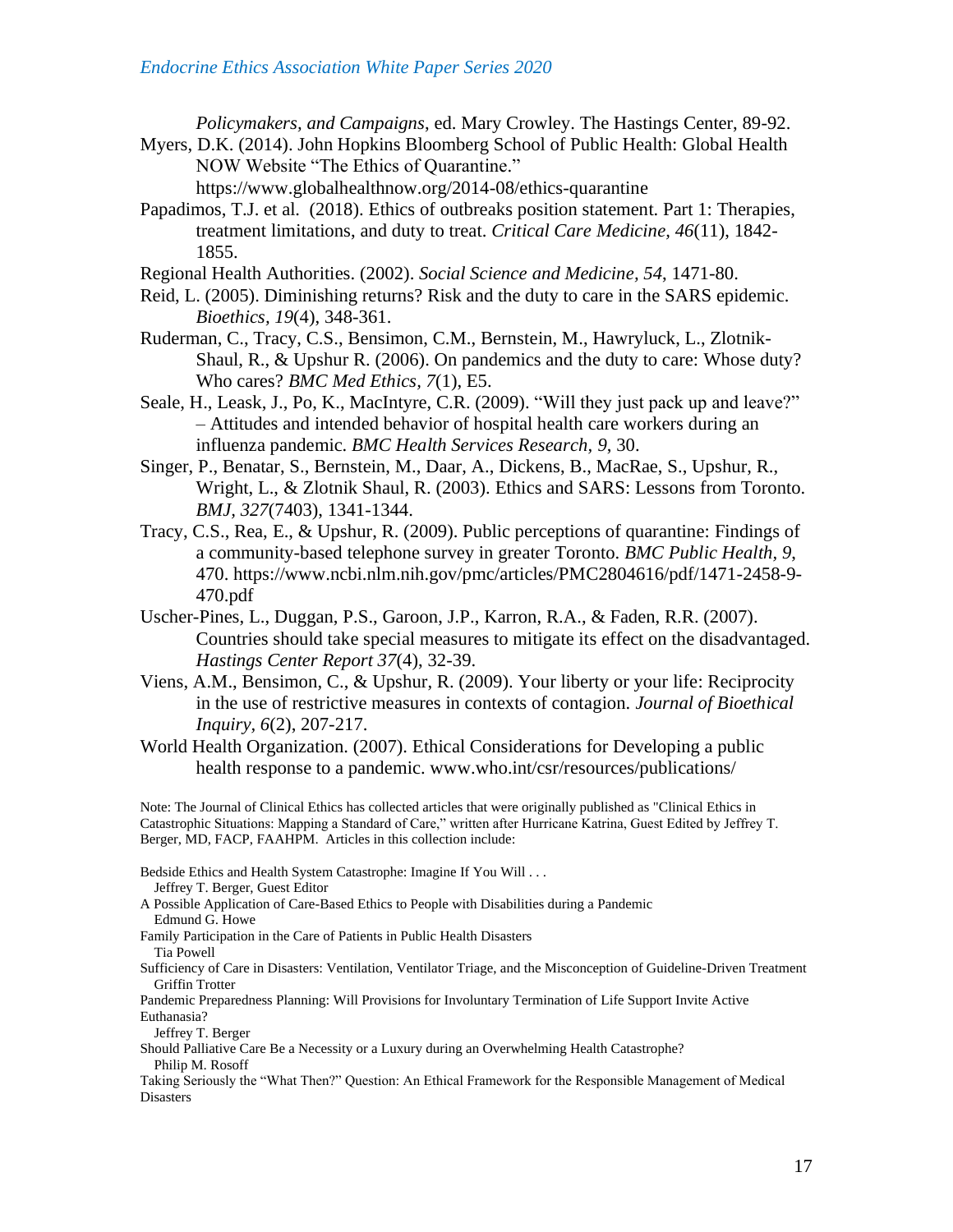*Policymakers, and Campaigns*, ed. Mary Crowley. The Hastings Center, 89-92.

Myers, D.K. (2014). John Hopkins Bloomberg School of Public Health: Global Health NOW Website "The Ethics of Quarantine." https://www.globalhealthnow.org/2014-08/ethics-quarantine

Papadimos, T.J. et al. (2018). Ethics of outbreaks position statement. Part 1: Therapies, treatment limitations, and duty to treat. *Critical Care Medicine, 46*(11), 1842-1855.

Regional Health Authorities. (2002). *Social Science and Medicine, 54*, 1471-80.

Reid, L. (2005). Diminishing returns? Risk and the duty to care in the SARS epidemic. *Bioethics, 19*(4), 348-361.

Ruderman, C., Tracy, C.S., Bensimon, C.M., Bernstein, M., Hawryluck, L., Zlotnik-Shaul, R., & Upshur R. (2006). On pandemics and the duty to care: Whose duty? Who cares? *BMC Med Ethics, 7*(1), E5.

Seale, H., Leask, J., Po, K., MacIntyre, C.R. (2009). "Will they just pack up and leave?" – Attitudes and intended behavior of hospital health care workers during an influenza pandemic. *BMC Health Services Research, 9*, 30.

Singer, P., Benatar, S., Bernstein, M., Daar, A., Dickens, B., MacRae, S., Upshur, R., Wright, L., & Zlotnik Shaul, R. (2003). Ethics and SARS: Lessons from Toronto. *BMJ, 327*(7403), 1341-1344.

Tracy, C.S., Rea, E., & Upshur, R. (2009). Public perceptions of quarantine: Findings of a community-based telephone survey in greater Toronto. *BMC Public Health, 9*, 470. https://www.ncbi.nlm.nih.gov/pmc/articles/PMC2804616/pdf/1471-2458-9-470.pdf

Uscher-Pines, L., Duggan, P.S., Garoon, J.P., Karron, R.A., & Faden, R.R. (2007). Countries should take special measures to mitigate its effect on the disadvantaged. *Hastings Center Report 37*(4), 32-39.

Viens, A.M., Bensimon, C., & Upshur, R. (2009). Your liberty or your life: Reciprocity in the use of restrictive measures in contexts of contagion. *Journal of Bioethical Inquiry, 6*(2), 207-217.

World Health Organization. (2007). Ethical Considerations for Developing a public health response to a pandemic. www.who.int/csr/resources/publications/

Note: The Journal of Clinical Ethics has collected articles that were originally published as "Clinical Ethics in Catastrophic Situations: Mapping a Standard of Care," written after Hurricane Katrina, Guest Edited by Jeffrey T. Berger, MD, FACP, FAAHPM. Articles in this collection include:

Bedside Ethics and Health System Catastrophe: Imagine If You Will . . .
  Jeffrey T. Berger, Guest Editor
A Possible Application of Care-Based Ethics to People with Disabilities during a Pandemic
  Edmund G. Howe
Family Participation in the Care of Patients in Public Health Disasters
  Tia Powell
Sufficiency of Care in Disasters: Ventilation, Ventilator Triage, and the Misconception of Guideline-Driven Treatment
  Griffin Trotter
Pandemic Preparedness Planning: Will Provisions for Involuntary Termination of Life Support Invite Active Euthanasia?
  Jeffrey T. Berger
Should Palliative Care Be a Necessity or a Luxury during an Overwhelming Health Catastrophe?
  Philip M. Rosoff
Taking Seriously the "What Then?" Question: An Ethical Framework for the Responsible Management of Medical Disasters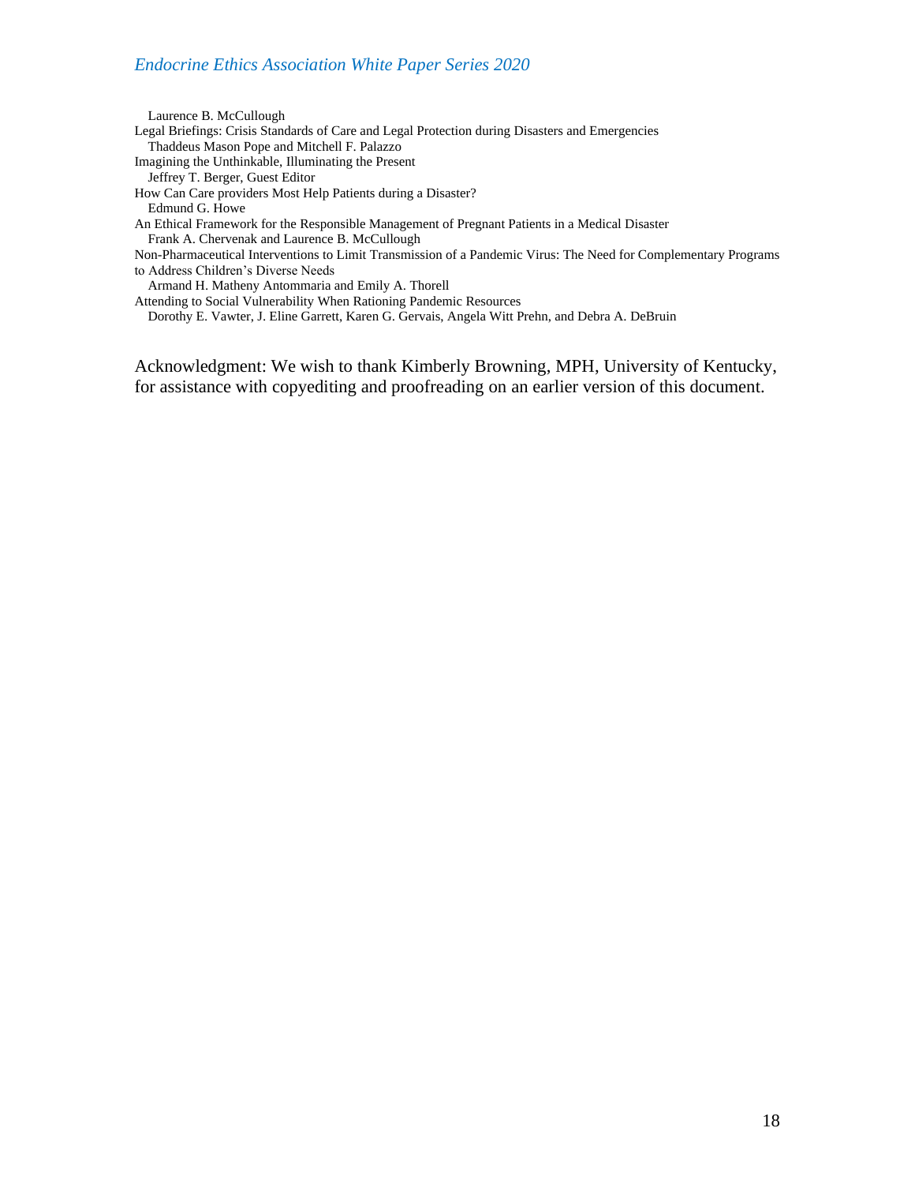Laurence B. McCullough

Legal Briefings: Crisis Standards of Care and Legal Protection during Disasters and Emergencies
Thaddeus Mason Pope and Mitchell F. Palazzo

Imagining the Unthinkable, Illuminating the Present
Jeffrey T. Berger, Guest Editor

How Can Care providers Most Help Patients during a Disaster?
Edmund G. Howe

An Ethical Framework for the Responsible Management of Pregnant Patients in a Medical Disaster
Frank A. Chervenak and Laurence B. McCullough

Non-Pharmaceutical Interventions to Limit Transmission of a Pandemic Virus: The Need for Complementary Programs to Address Children's Diverse Needs
Armand H. Matheny Antommaria and Emily A. Thorell

Attending to Social Vulnerability When Rationing Pandemic Resources
Dorothy E. Vawter, J. Eline Garrett, Karen G. Gervais, Angela Witt Prehn, and Debra A. DeBruin

Acknowledgment: We wish to thank Kimberly Browning, MPH, University of Kentucky, for assistance with copyediting and proofreading on an earlier version of this document.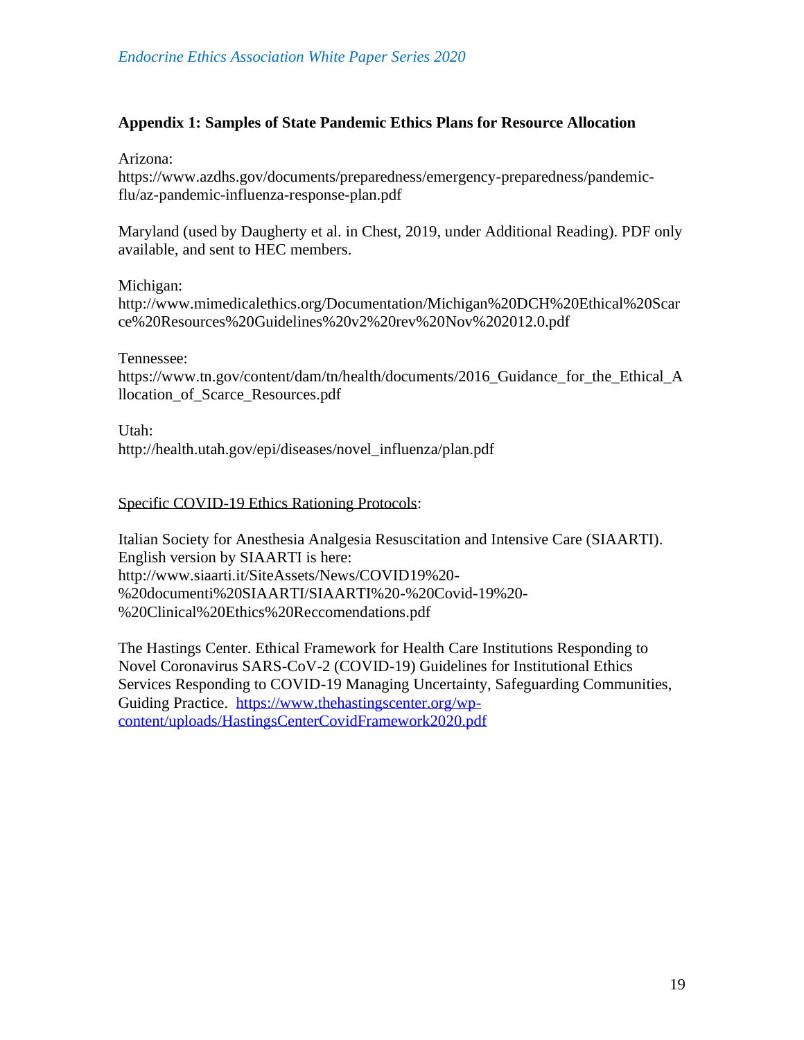**Appendix 1: Samples of State Pandemic Ethics Plans for Resource Allocation**

Arizona:
https://www.azdhs.gov/documents/preparedness/emergency-preparedness/pandemic-flu/az-pandemic-influenza-response-plan.pdf

Maryland (used by Daugherty et al. in Chest, 2019, under Additional Reading). PDF only available, and sent to HEC members.

Michigan:
http://www.mimedicalethics.org/Documentation/Michigan%20DCH%20Ethical%20Scarce%20Resources%20Guidelines%20v2%20rev%20Nov%202012.0.pdf

Tennessee:
https://www.tn.gov/content/dam/tn/health/documents/2016_Guidance_for_the_Ethical_Allocation_of_Scarce_Resources.pdf

Utah:
http://health.utah.gov/epi/diseases/novel_influenza/plan.pdf

Specific COVID-19 Ethics Rationing Protocols:

Italian Society for Anesthesia Analgesia Resuscitation and Intensive Care (SIAARTI). English version by SIAARTI is here:
http://www.siaarti.it/SiteAssets/News/COVID19%20-%20documenti%20SIAARTI/SIAARTI%20-%20Covid-19%20-%20Clinical%20Ethics%20Reccomendations.pdf

The Hastings Center. Ethical Framework for Health Care Institutions Responding to Novel Coronavirus SARS-CoV-2 (COVID-19) Guidelines for Institutional Ethics Services Responding to COVID-19 Managing Uncertainty, Safeguarding Communities, Guiding Practice. https://www.thehastingscenter.org/wp-content/uploads/HastingsCenterCovidFramework2020.pdf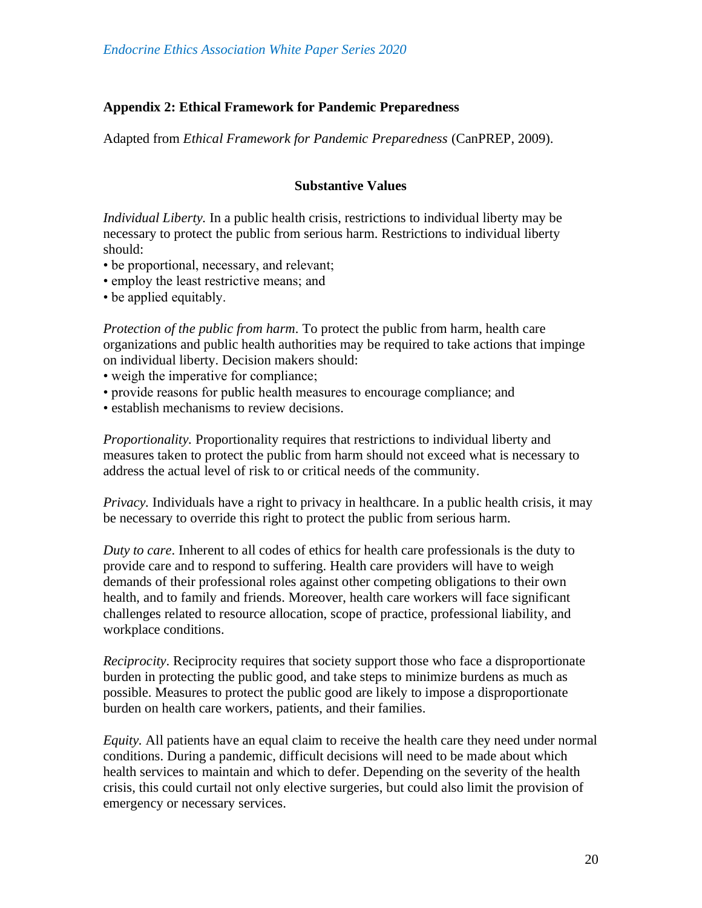## Appendix 2: Ethical Framework for Pandemic Preparedness

Adapted from *Ethical Framework for Pandemic Preparedness* (CanPREP, 2009).

### Substantive Values

*Individual Liberty.* In a public health crisis, restrictions to individual liberty may be necessary to protect the public from serious harm. Restrictions to individual liberty should:

- be proportional, necessary, and relevant;
- employ the least restrictive means; and
- be applied equitably.

*Protection of the public from harm.* To protect the public from harm, health care organizations and public health authorities may be required to take actions that impinge on individual liberty. Decision makers should:

- weigh the imperative for compliance;
- provide reasons for public health measures to encourage compliance; and
- establish mechanisms to review decisions.

*Proportionality.* Proportionality requires that restrictions to individual liberty and measures taken to protect the public from harm should not exceed what is necessary to address the actual level of risk to or critical needs of the community.

*Privacy.* Individuals have a right to privacy in healthcare. In a public health crisis, it may be necessary to override this right to protect the public from serious harm.

*Duty to care*. Inherent to all codes of ethics for health care professionals is the duty to provide care and to respond to suffering. Health care providers will have to weigh demands of their professional roles against other competing obligations to their own health, and to family and friends. Moreover, health care workers will face significant challenges related to resource allocation, scope of practice, professional liability, and workplace conditions.

*Reciprocity*. Reciprocity requires that society support those who face a disproportionate burden in protecting the public good, and take steps to minimize burdens as much as possible. Measures to protect the public good are likely to impose a disproportionate burden on health care workers, patients, and their families.

*Equity.* All patients have an equal claim to receive the health care they need under normal conditions. During a pandemic, difficult decisions will need to be made about which health services to maintain and which to defer. Depending on the severity of the health crisis, this could curtail not only elective surgeries, but could also limit the provision of emergency or necessary services.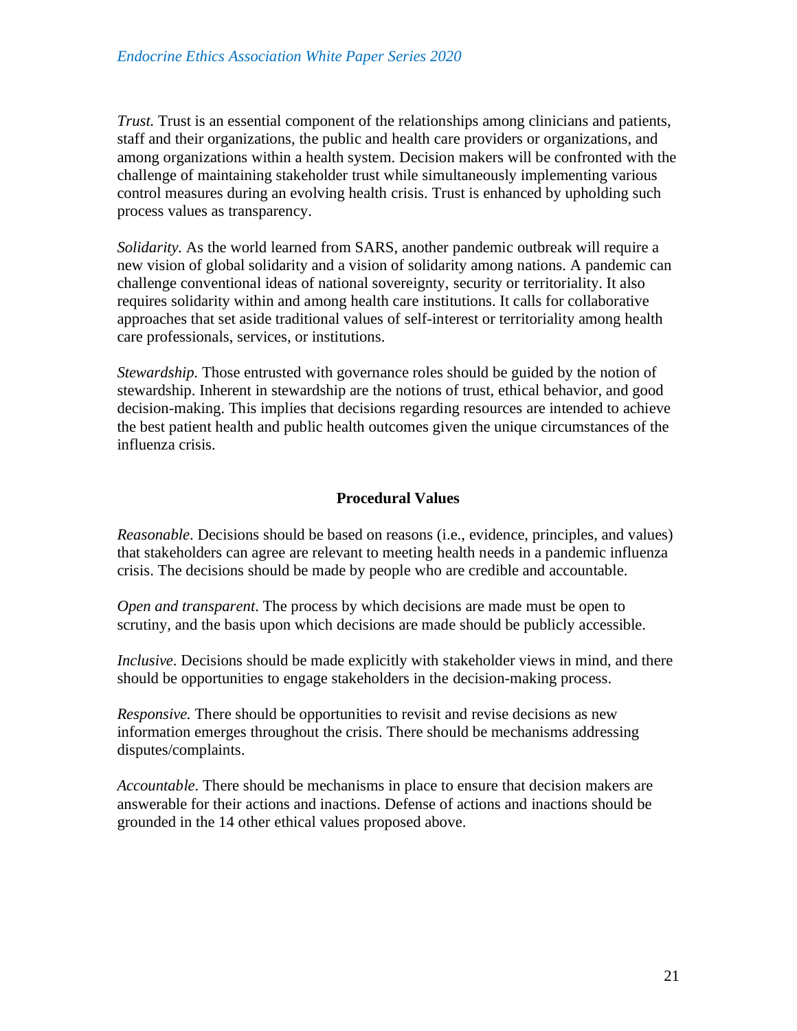*Trust.* Trust is an essential component of the relationships among clinicians and patients, staff and their organizations, the public and health care providers or organizations, and among organizations within a health system. Decision makers will be confronted with the challenge of maintaining stakeholder trust while simultaneously implementing various control measures during an evolving health crisis. Trust is enhanced by upholding such process values as transparency.

*Solidarity.* As the world learned from SARS, another pandemic outbreak will require a new vision of global solidarity and a vision of solidarity among nations. A pandemic can challenge conventional ideas of national sovereignty, security or territoriality. It also requires solidarity within and among health care institutions. It calls for collaborative approaches that set aside traditional values of self-interest or territoriality among health care professionals, services, or institutions.

*Stewardship.* Those entrusted with governance roles should be guided by the notion of stewardship. Inherent in stewardship are the notions of trust, ethical behavior, and good decision-making. This implies that decisions regarding resources are intended to achieve the best patient health and public health outcomes given the unique circumstances of the influenza crisis.

**Procedural Values**

*Reasonable*. Decisions should be based on reasons (i.e., evidence, principles, and values) that stakeholders can agree are relevant to meeting health needs in a pandemic influenza crisis. The decisions should be made by people who are credible and accountable.

*Open and transparent*. The process by which decisions are made must be open to scrutiny, and the basis upon which decisions are made should be publicly accessible.

*Inclusive*. Decisions should be made explicitly with stakeholder views in mind, and there should be opportunities to engage stakeholders in the decision-making process.

*Responsive.* There should be opportunities to revisit and revise decisions as new information emerges throughout the crisis. There should be mechanisms addressing disputes/complaints.

*Accountable*. There should be mechanisms in place to ensure that decision makers are answerable for their actions and inactions. Defense of actions and inactions should be grounded in the 14 other ethical values proposed above.